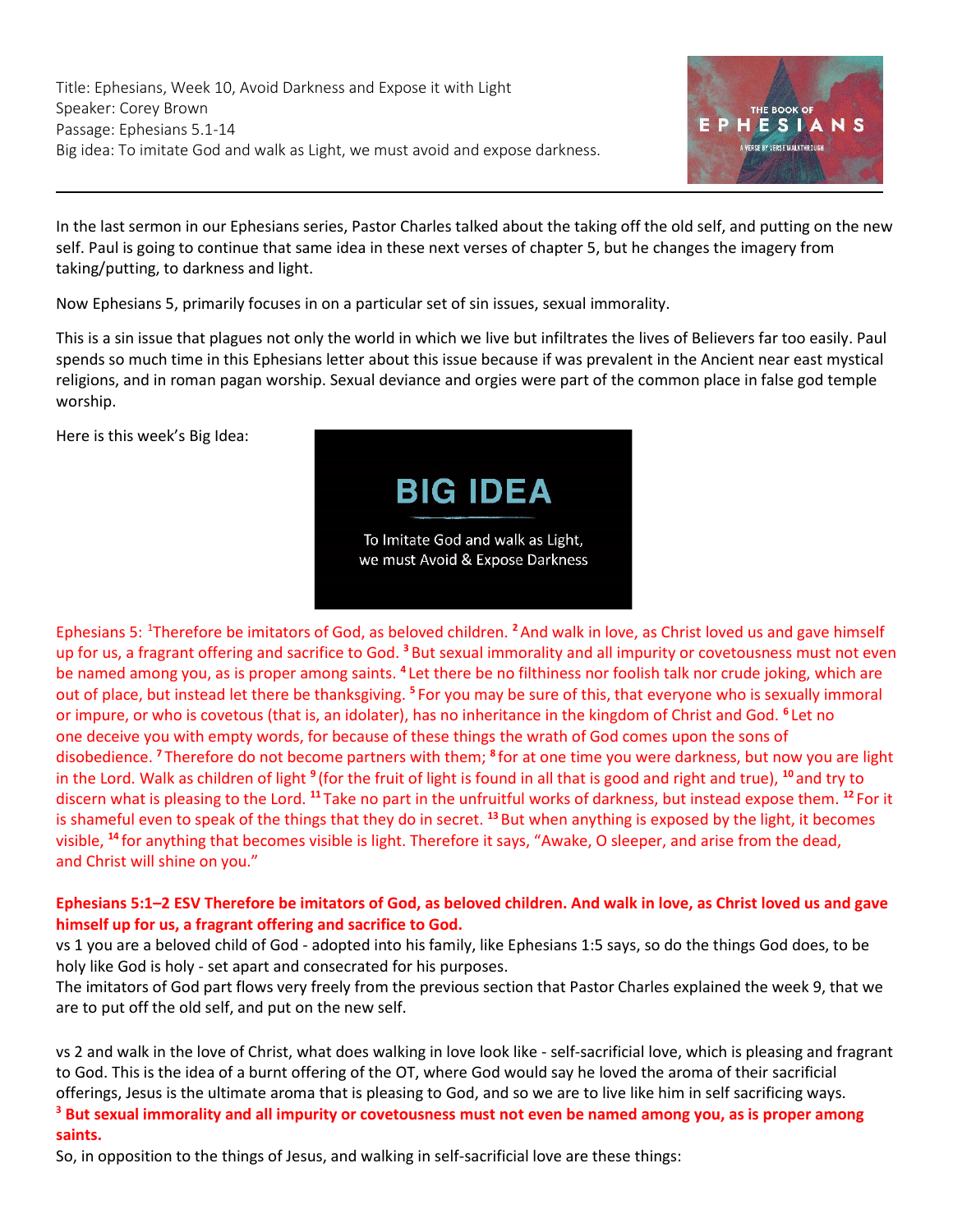Title: Ephesians, Week 10, Avoid Darkness and Expose it with Light
Speaker: Corey Brown
Passage: Ephesians 5.1-14
Big idea: To imitate God and walk as Light, we must avoid and expose darkness.

---

In the last sermon in our Ephesians series, Pastor Charles talked about the taking off the old self, and putting on the new self. Paul is going to continue that same idea in these next verses of chapter 5, but he changes the imagery from taking/putting, to darkness and light.

Now Ephesians 5, primarily focuses in on a particular set of sin issues, sexual immorality.

This is a sin issue that plagues not only the world in which we live but infiltrates the lives of Believers far too easily. Paul spends so much time in this Ephesians letter about this issue because if was prevalent in the Ancient near east mystical religions, and in roman pagan worship. Sexual deviance and orgies were part of the common place in false god temple worship.

Here is this week's Big Idea:

**BIG IDEA**

To Imitate God and walk as Light, we must Avoid & Expose Darkness

Ephesians 5: [1]Therefore be imitators of God, as beloved children. [2] And walk in love, as Christ loved us and gave himself up for us, a fragrant offering and sacrifice to God. [3] But sexual immorality and all impurity or covetousness must not even be named among you, as is proper among saints. [4] Let there be no filthiness nor foolish talk nor crude joking, which are out of place, but instead let there be thanksgiving. [5] For you may be sure of this, that everyone who is sexually immoral or impure, or who is covetous (that is, an idolater), has no inheritance in the kingdom of Christ and God. [6] Let no one deceive you with empty words, for because of these things the wrath of God comes upon the sons of disobedience. [7] Therefore do not become partners with them; [8] for at one time you were darkness, but now you are light in the Lord. Walk as children of light [9] (for the fruit of light is found in all that is good and right and true), [10] and try to discern what is pleasing to the Lord. [11] Take no part in the unfruitful works of darkness, but instead expose them. [12] For it is shameful even to speak of the things that they do in secret. [13] But when anything is exposed by the light, it becomes visible, [14] for anything that becomes visible is light. Therefore it says, "Awake, O sleeper, and arise from the dead, and Christ will shine on you."

**Ephesians 5:1–2 ESV Therefore be imitators of God, as beloved children. And walk in love, as Christ loved us and gave himself up for us, a fragrant offering and sacrifice to God.**

vs 1 you are a beloved child of God - adopted into his family, like Ephesians 1:5 says, so do the things God does, to be holy like God is holy - set apart and consecrated for his purposes.

The imitators of God part flows very freely from the previous section that Pastor Charles explained the week 9, that we are to put off the old self, and put on the new self.

vs 2 and walk in the love of Christ, what does walking in love look like - self-sacrificial love, which is pleasing and fragrant to God. This is the idea of a burnt offering of the OT, where God would say he loved the aroma of their sacrificial offerings, Jesus is the ultimate aroma that is pleasing to God, and so we are to live like him in self sacrificing ways.

**[3] But sexual immorality and all impurity or covetousness must not even be named among you, as is proper among saints.**

So, in opposition to the things of Jesus, and walking in self-sacrificial love are these things: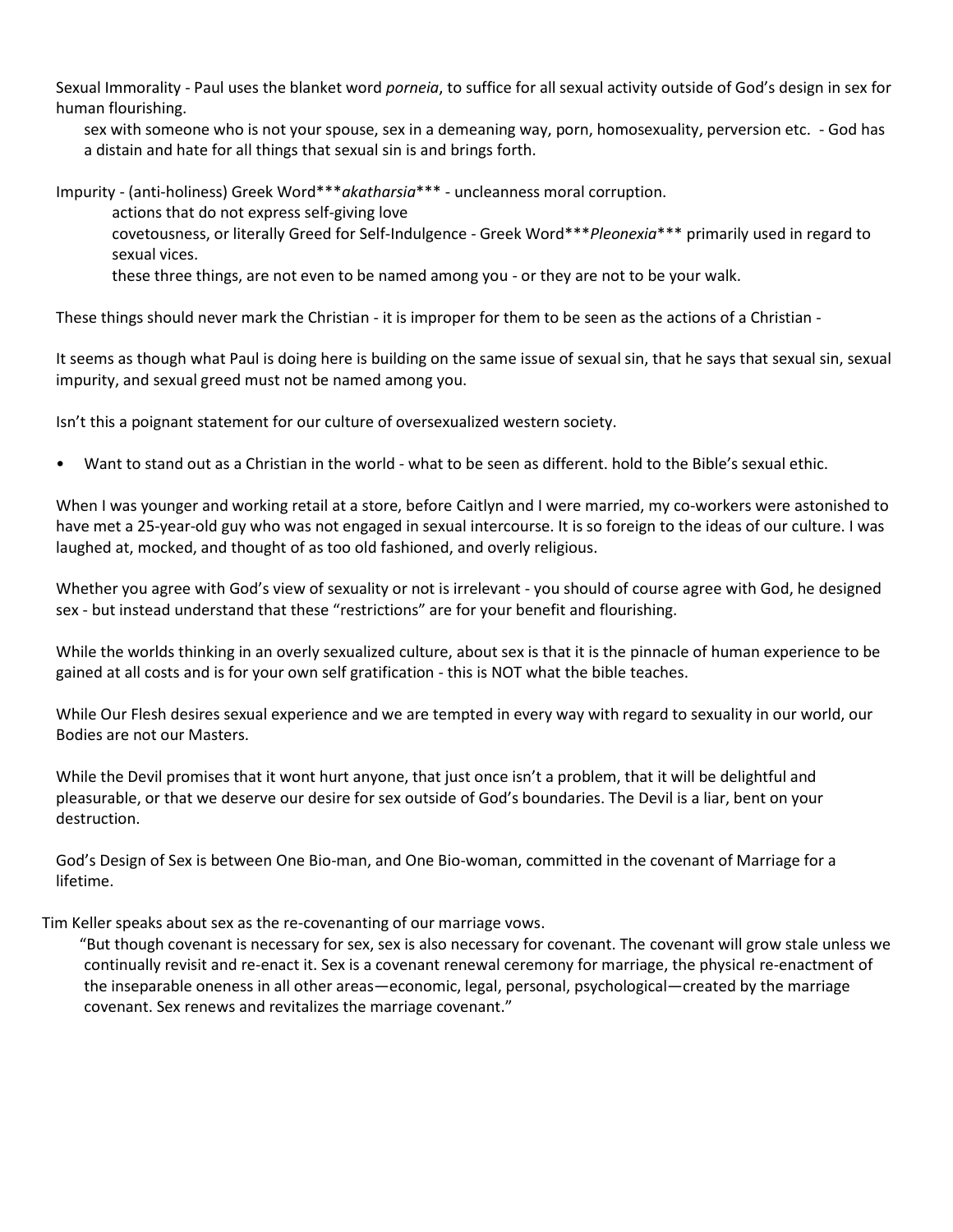Sexual Immorality - Paul uses the blanket word *porneia*, to suffice for all sexual activity outside of God's design in sex for human flourishing.

sex with someone who is not your spouse, sex in a demeaning way, porn, homosexuality, perversion etc. - God has a distain and hate for all things that sexual sin is and brings forth.

Impurity - (anti-holiness) Greek Word****akatharsia**** - uncleanness moral corruption.

actions that do not express self-giving love

covetousness, or literally Greed for Self-Indulgence - Greek Word****Pleonexia**** primarily used in regard to sexual vices.

these three things, are not even to be named among you - or they are not to be your walk.

These things should never mark the Christian - it is improper for them to be seen as the actions of a Christian -

It seems as though what Paul is doing here is building on the same issue of sexual sin, that he says that sexual sin, sexual impurity, and sexual greed must not be named among you.

Isn't this a poignant statement for our culture of oversexualized western society.

- Want to stand out as a Christian in the world - what to be seen as different. hold to the Bible's sexual ethic.

When I was younger and working retail at a store, before Caitlyn and I were married, my co-workers were astonished to have met a 25-year-old guy who was not engaged in sexual intercourse. It is so foreign to the ideas of our culture. I was laughed at, mocked, and thought of as too old fashioned, and overly religious.

Whether you agree with God's view of sexuality or not is irrelevant - you should of course agree with God, he designed sex - but instead understand that these "restrictions" are for your benefit and flourishing.

While the worlds thinking in an overly sexualized culture, about sex is that it is the pinnacle of human experience to be gained at all costs and is for your own self gratification - this is NOT what the bible teaches.

While Our Flesh desires sexual experience and we are tempted in every way with regard to sexuality in our world, our Bodies are not our Masters.

While the Devil promises that it wont hurt anyone, that just once isn't a problem, that it will be delightful and pleasurable, or that we deserve our desire for sex outside of God's boundaries. The Devil is a liar, bent on your destruction.

God's Design of Sex is between One Bio-man, and One Bio-woman, committed in the covenant of Marriage for a lifetime.

Tim Keller speaks about sex as the re-covenanting of our marriage vows.

"But though covenant is necessary for sex, sex is also necessary for covenant. The covenant will grow stale unless we continually revisit and re-enact it. Sex is a covenant renewal ceremony for marriage, the physical re-enactment of the inseparable oneness in all other areas—economic, legal, personal, psychological—created by the marriage covenant. Sex renews and revitalizes the marriage covenant."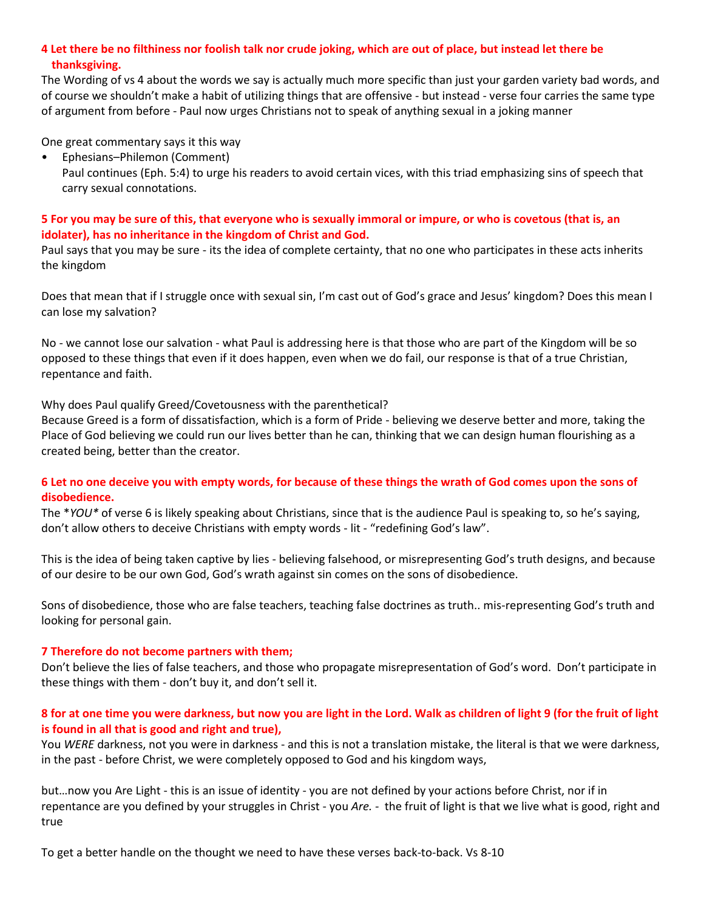**4 Let there be no filthiness nor foolish talk nor crude joking, which are out of place, but instead let there be thanksgiving.**

The Wording of vs 4 about the words we say is actually much more specific than just your garden variety bad words, and of course we shouldn't make a habit of utilizing things that are offensive - but instead - verse four carries the same type of argument from before - Paul now urges Christians not to speak of anything sexual in a joking manner

One great commentary says it this way

- Ephesians–Philemon (Comment)
  Paul continues (Eph. 5:4) to urge his readers to avoid certain vices, with this triad emphasizing sins of speech that carry sexual connotations.

**5 For you may be sure of this, that everyone who is sexually immoral or impure, or who is covetous (that is, an idolater), has no inheritance in the kingdom of Christ and God.**

Paul says that you may be sure - its the idea of complete certainty, that no one who participates in these acts inherits the kingdom

Does that mean that if I struggle once with sexual sin, I'm cast out of God's grace and Jesus' kingdom? Does this mean I can lose my salvation?

No - we cannot lose our salvation - what Paul is addressing here is that those who are part of the Kingdom will be so opposed to these things that even if it does happen, even when we do fail, our response is that of a true Christian, repentance and faith.

Why does Paul qualify Greed/Covetousness with the parenthetical?
Because Greed is a form of dissatisfaction, which is a form of Pride - believing we deserve better and more, taking the Place of God believing we could run our lives better than he can, thinking that we can design human flourishing as a created being, better than the creator.

**6 Let no one deceive you with empty words, for because of these things the wrath of God comes upon the sons of disobedience.**

The **YOU** of verse 6 is likely speaking about Christians, since that is the audience Paul is speaking to, so he's saying, don't allow others to deceive Christians with empty words - lit - "redefining God's law".

This is the idea of being taken captive by lies - believing falsehood, or misrepresenting God's truth designs, and because of our desire to be our own God, God's wrath against sin comes on the sons of disobedience.

Sons of disobedience, those who are false teachers, teaching false doctrines as truth.. mis-representing God's truth and looking for personal gain.

**7 Therefore do not become partners with them;**

Don't believe the lies of false teachers, and those who propagate misrepresentation of God's word. Don't participate in these things with them - don't buy it, and don't sell it.

**8 for at one time you were darkness, but now you are light in the Lord. Walk as children of light 9 (for the fruit of light is found in all that is good and right and true),**

You *WERE* darkness, not you were in darkness - and this is not a translation mistake, the literal is that we were darkness, in the past - before Christ, we were completely opposed to God and his kingdom ways,

but…now you Are Light - this is an issue of identity - you are not defined by your actions before Christ, nor if in repentance are you defined by your struggles in Christ - you *Are.* - the fruit of light is that we live what is good, right and true

To get a better handle on the thought we need to have these verses back-to-back. Vs 8-10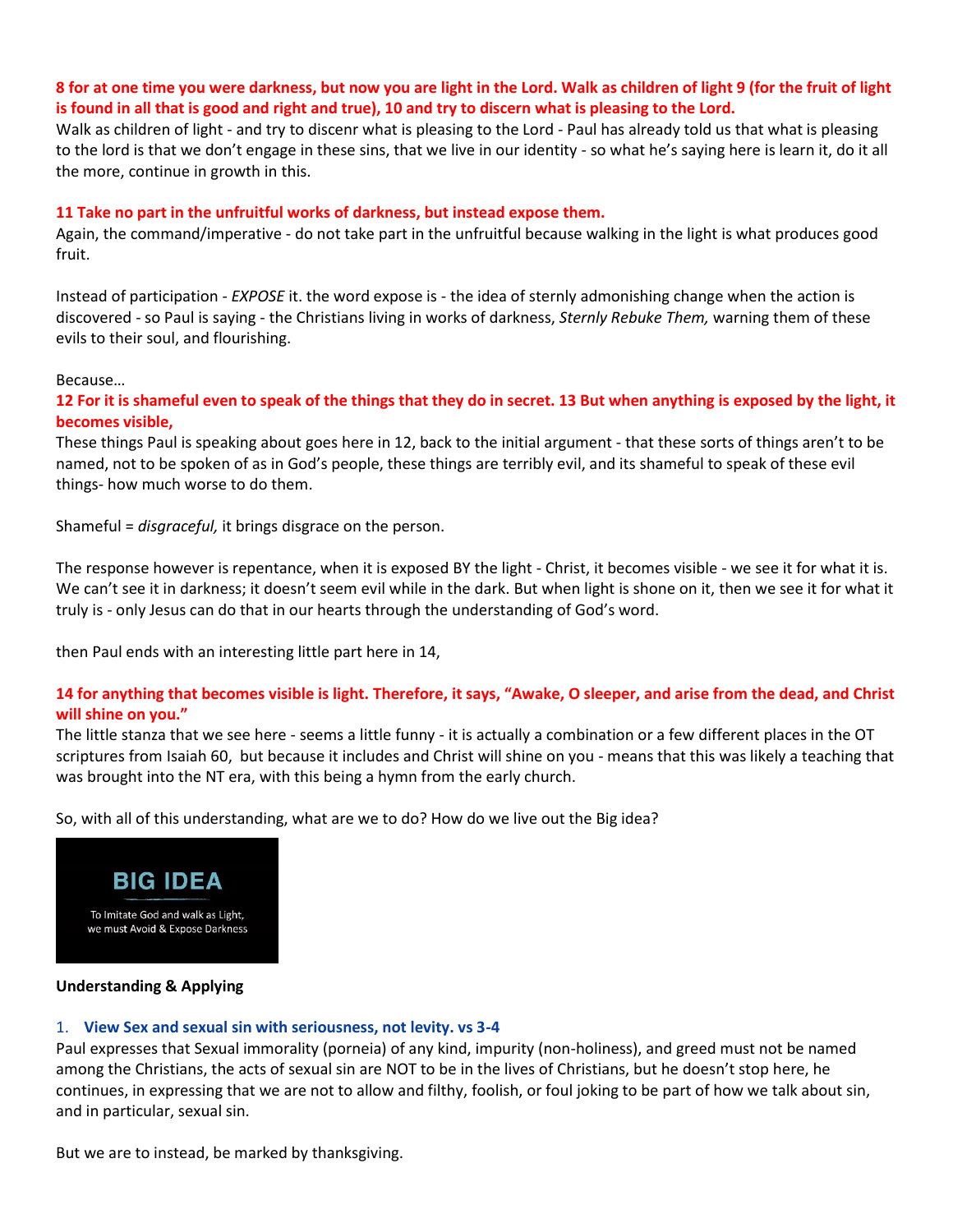**8 for at one time you were darkness, but now you are light in the Lord. Walk as children of light 9 (for the fruit of light is found in all that is good and right and true), 10 and try to discern what is pleasing to the Lord.**

Walk as children of light - and try to discenr what is pleasing to the Lord - Paul has already told us that what is pleasing to the lord is that we don't engage in these sins, that we live in our identity - so what he's saying here is learn it, do it all the more, continue in growth in this.

**11 Take no part in the unfruitful works of darkness, but instead expose them.**

Again, the command/imperative - do not take part in the unfruitful because walking in the light is what produces good fruit.

Instead of participation - *EXPOSE* it. the word expose is - the idea of sternly admonishing change when the action is discovered - so Paul is saying - the Christians living in works of darkness, *Sternly Rebuke Them,* warning them of these evils to their soul, and flourishing.

Because…

**12 For it is shameful even to speak of the things that they do in secret. 13 But when anything is exposed by the light, it becomes visible,**

These things Paul is speaking about goes here in 12, back to the initial argument - that these sorts of things aren't to be named, not to be spoken of as in God's people, these things are terribly evil, and its shameful to speak of these evil things- how much worse to do them.

Shameful = *disgraceful,* it brings disgrace on the person.

The response however is repentance, when it is exposed BY the light - Christ, it becomes visible - we see it for what it is. We can't see it in darkness; it doesn't seem evil while in the dark. But when light is shone on it, then we see it for what it truly is - only Jesus can do that in our hearts through the understanding of God's word.

then Paul ends with an interesting little part here in 14,

**14 for anything that becomes visible is light. Therefore, it says, "Awake, O sleeper, and arise from the dead, and Christ will shine on you."**

The little stanza that we see here - seems a little funny - it is actually a combination or a few different places in the OT scriptures from Isaiah 60, but because it includes and Christ will shine on you - means that this was likely a teaching that was brought into the NT era, with this being a hymn from the early church.

So, with all of this understanding, what are we to do? How do we live out the Big idea?

**BIG IDEA**

To Imitate God and walk as Light, we must Avoid & Expose Darkness

**Understanding & Applying**

1. **View Sex and sexual sin with seriousness, not levity. vs 3-4**

Paul expresses that Sexual immorality (porneia) of any kind, impurity (non-holiness), and greed must not be named among the Christians, the acts of sexual sin are NOT to be in the lives of Christians, but he doesn't stop here, he continues, in expressing that we are not to allow and filthy, foolish, or foul joking to be part of how we talk about sin, and in particular, sexual sin.

But we are to instead, be marked by thanksgiving.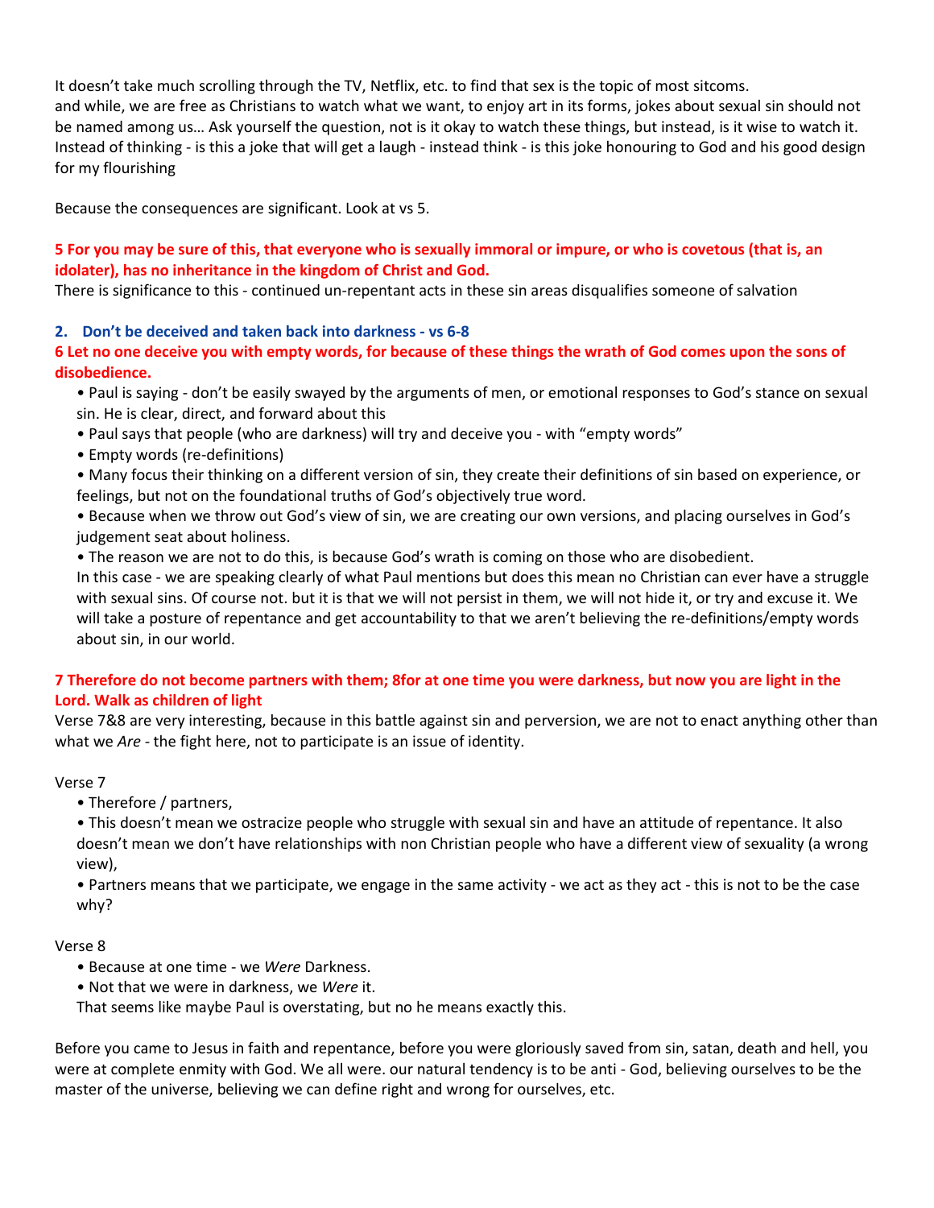It doesn't take much scrolling through the TV, Netflix, etc. to find that sex is the topic of most sitcoms.
and while, we are free as Christians to watch what we want, to enjoy art in its forms, jokes about sexual sin should not be named among us… Ask yourself the question, not is it okay to watch these things, but instead, is it wise to watch it. Instead of thinking - is this a joke that will get a laugh - instead think - is this joke honouring to God and his good design for my flourishing

Because the consequences are significant. Look at vs 5.

**5 For you may be sure of this, that everyone who is sexually immoral or impure, or who is covetous (that is, an idolater), has no inheritance in the kingdom of Christ and God.**
There is significance to this - continued un-repentant acts in these sin areas disqualifies someone of salvation

### 2. Don't be deceived and taken back into darkness - vs 6-8

**6 Let no one deceive you with empty words, for because of these things the wrath of God comes upon the sons of disobedience.**

- Paul is saying - don't be easily swayed by the arguments of men, or emotional responses to God's stance on sexual sin. He is clear, direct, and forward about this
- Paul says that people (who are darkness) will try and deceive you - with "empty words"
- Empty words (re-definitions)
- Many focus their thinking on a different version of sin, they create their definitions of sin based on experience, or feelings, but not on the foundational truths of God's objectively true word.
- Because when we throw out God's view of sin, we are creating our own versions, and placing ourselves in God's judgement seat about holiness.
- The reason we are not to do this, is because God's wrath is coming on those who are disobedient.

In this case - we are speaking clearly of what Paul mentions but does this mean no Christian can ever have a struggle with sexual sins. Of course not. but it is that we will not persist in them, we will not hide it, or try and excuse it. We will take a posture of repentance and get accountability to that we aren't believing the re-definitions/empty words about sin, in our world.

**7 Therefore do not become partners with them; 8for at one time you were darkness, but now you are light in the Lord. Walk as children of light**
Verse 7&8 are very interesting, because in this battle against sin and perversion, we are not to enact anything other than what we *Are* - the fight here, not to participate is an issue of identity.

Verse 7

- Therefore / partners,
- This doesn't mean we ostracize people who struggle with sexual sin and have an attitude of repentance. It also doesn't mean we don't have relationships with non Christian people who have a different view of sexuality (a wrong view),
- Partners means that we participate, we engage in the same activity - we act as they act - this is not to be the case why?

Verse 8

- Because at one time - we *Were* Darkness.
- Not that we were in darkness, we *Were* it.

That seems like maybe Paul is overstating, but no he means exactly this.

Before you came to Jesus in faith and repentance, before you were gloriously saved from sin, satan, death and hell, you were at complete enmity with God. We all were. our natural tendency is to be anti - God, believing ourselves to be the master of the universe, believing we can define right and wrong for ourselves, etc.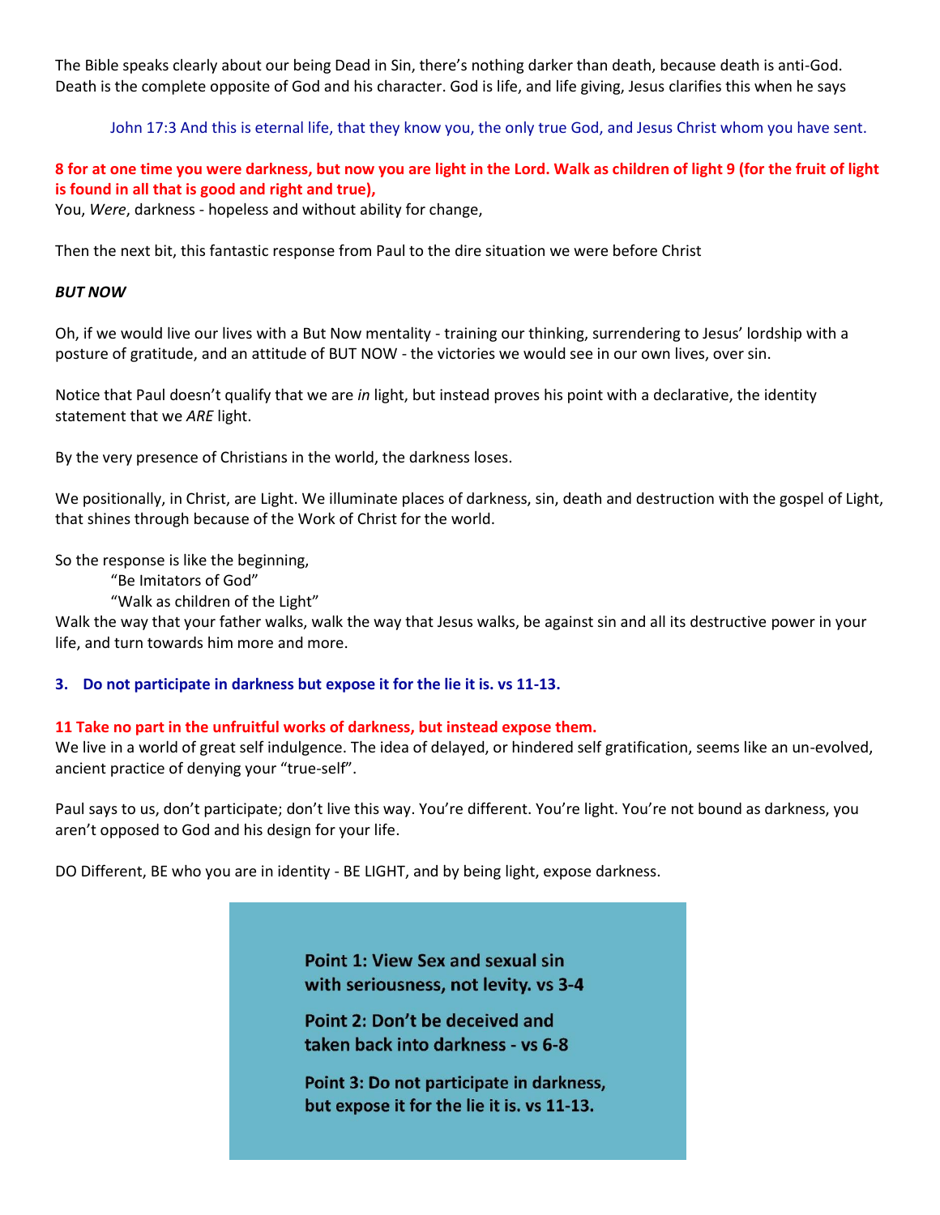The Bible speaks clearly about our being Dead in Sin, there's nothing darker than death, because death is anti-God. Death is the complete opposite of God and his character. God is life, and life giving, Jesus clarifies this when he says

> John 17:3 And this is eternal life, that they know you, the only true God, and Jesus Christ whom you have sent.

**8 for at one time you were darkness, but now you are light in the Lord. Walk as children of light 9 (for the fruit of light is found in all that is good and right and true),**

You, *Were*, darkness - hopeless and without ability for change,

Then the next bit, this fantastic response from Paul to the dire situation we were before Christ

***BUT NOW***

Oh, if we would live our lives with a But Now mentality - training our thinking, surrendering to Jesus' lordship with a posture of gratitude, and an attitude of BUT NOW - the victories we would see in our own lives, over sin.

Notice that Paul doesn't qualify that we are *in* light, but instead proves his point with a declarative, the identity statement that we *ARE* light.

By the very presence of Christians in the world, the darkness loses.

We positionally, in Christ, are Light. We illuminate places of darkness, sin, death and destruction with the gospel of Light, that shines through because of the Work of Christ for the world.

So the response is like the beginning,

"Be Imitators of God"

"Walk as children of the Light"

Walk the way that your father walks, walk the way that Jesus walks, be against sin and all its destructive power in your life, and turn towards him more and more.

3. **Do not participate in darkness but expose it for the lie it is. vs 11-13.**

**11 Take no part in the unfruitful works of darkness, but instead expose them.**

We live in a world of great self indulgence. The idea of delayed, or hindered self gratification, seems like an un-evolved, ancient practice of denying your "true-self".

Paul says to us, don't participate; don't live this way. You're different. You're light. You're not bound as darkness, you aren't opposed to God and his design for your life.

DO Different, BE who you are in identity - BE LIGHT, and by being light, expose darkness.

**Point 1: View Sex and sexual sin with seriousness, not levity. vs 3-4**

**Point 2: Don't be deceived and taken back into darkness - vs 6-8**

**Point 3: Do not participate in darkness, but expose it for the lie it is. vs 11-13.**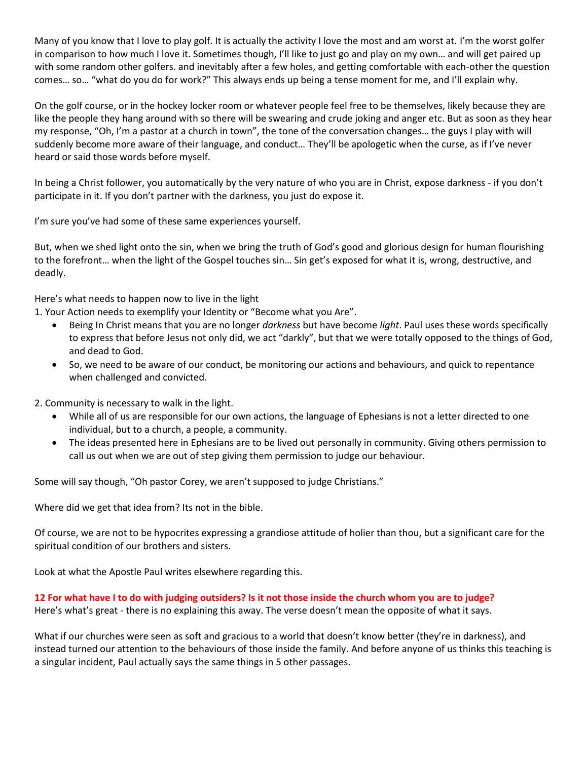Many of you know that I love to play golf. It is actually the activity I love the most and am worst at. I'm the worst golfer in comparison to how much I love it. Sometimes though, I'll like to just go and play on my own… and will get paired up with some random other golfers. and inevitably after a few holes, and getting comfortable with each-other the question comes… so… "what do you do for work?" This always ends up being a tense moment for me, and I'll explain why.

On the golf course, or in the hockey locker room or whatever people feel free to be themselves, likely because they are like the people they hang around with so there will be swearing and crude joking and anger etc. But as soon as they hear my response, "Oh, I'm a pastor at a church in town", the tone of the conversation changes… the guys I play with will suddenly become more aware of their language, and conduct… They'll be apologetic when the curse, as if I've never heard or said those words before myself.

In being a Christ follower, you automatically by the very nature of who you are in Christ, expose darkness - if you don't participate in it. If you don't partner with the darkness, you just do expose it.

I'm sure you've had some of these same experiences yourself.

But, when we shed light onto the sin, when we bring the truth of God's good and glorious design for human flourishing to the forefront… when the light of the Gospel touches sin… Sin get's exposed for what it is, wrong, destructive, and deadly.

Here's what needs to happen now to live in the light

1. Your Action needs to exemplify your Identity or "Become what you Are".
    - Being In Christ means that you are no longer *darkness* but have become *light*. Paul uses these words specifically to express that before Jesus not only did, we act "darkly", but that we were totally opposed to the things of God, and dead to God.
    - So, we need to be aware of our conduct, be monitoring our actions and behaviours, and quick to repentance when challenged and convicted.

2. Community is necessary to walk in the light.
    - While all of us are responsible for our own actions, the language of Ephesians is not a letter directed to one individual, but to a church, a people, a community.
    - The ideas presented here in Ephesians are to be lived out personally in community. Giving others permission to call us out when we are out of step giving them permission to judge our behaviour.

Some will say though, "Oh pastor Corey, we aren't supposed to judge Christians."

Where did we get that idea from? Its not in the bible.

Of course, we are not to be hypocrites expressing a grandiose attitude of holier than thou, but a significant care for the spiritual condition of our brothers and sisters.

Look at what the Apostle Paul writes elsewhere regarding this.

**12 For what have I to do with judging outsiders? Is it not those inside the church whom you are to judge?**
Here's what's great - there is no explaining this away. The verse doesn't mean the opposite of what it says.

What if our churches were seen as soft and gracious to a world that doesn't know better (they're in darkness), and instead turned our attention to the behaviours of those inside the family. And before anyone of us thinks this teaching is a singular incident, Paul actually says the same things in 5 other passages.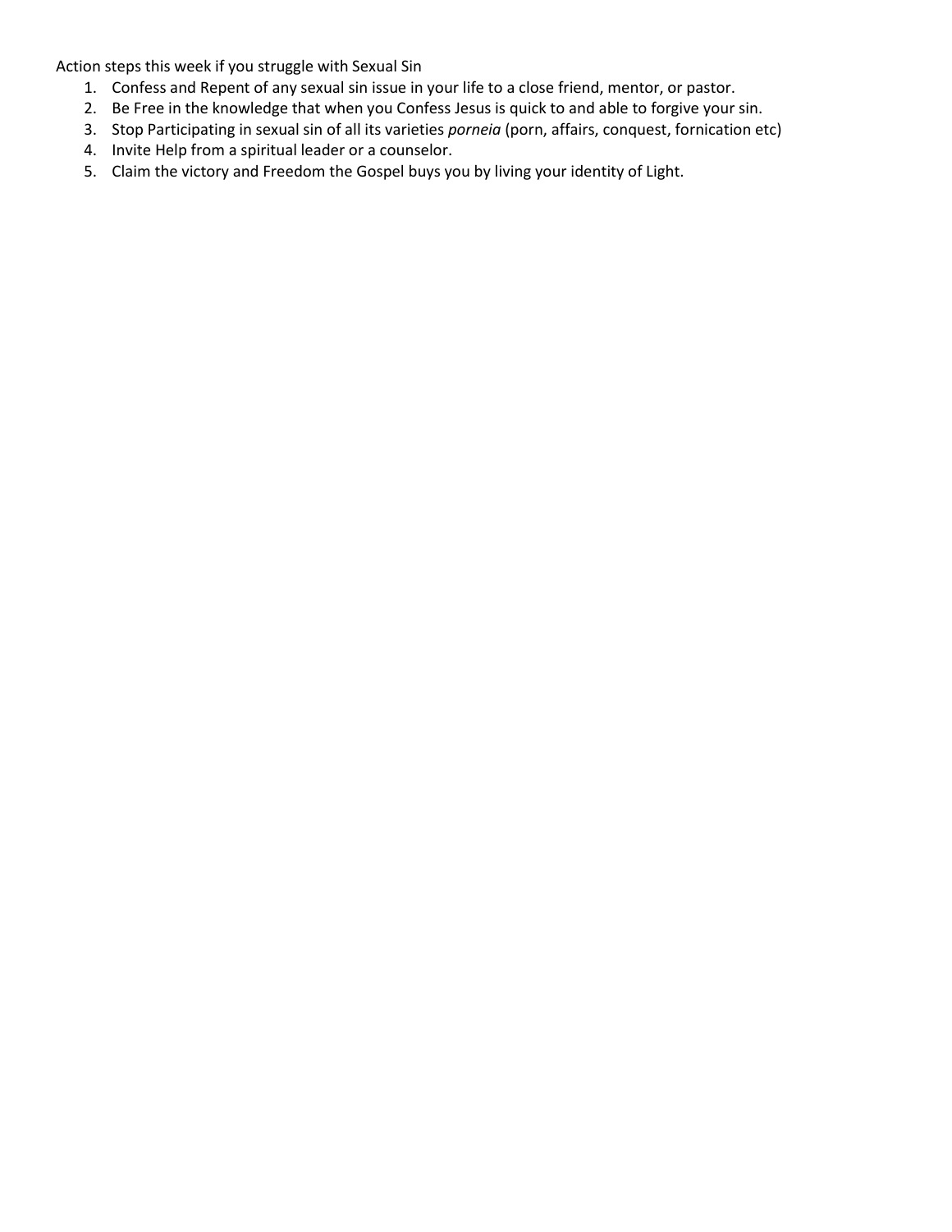Action steps this week if you struggle with Sexual Sin

1. Confess and Repent of any sexual sin issue in your life to a close friend, mentor, or pastor.
2. Be Free in the knowledge that when you Confess Jesus is quick to and able to forgive your sin.
3. Stop Participating in sexual sin of all its varieties *porneia* (porn, affairs, conquest, fornication etc)
4. Invite Help from a spiritual leader or a counselor.
5. Claim the victory and Freedom the Gospel buys you by living your identity of Light.